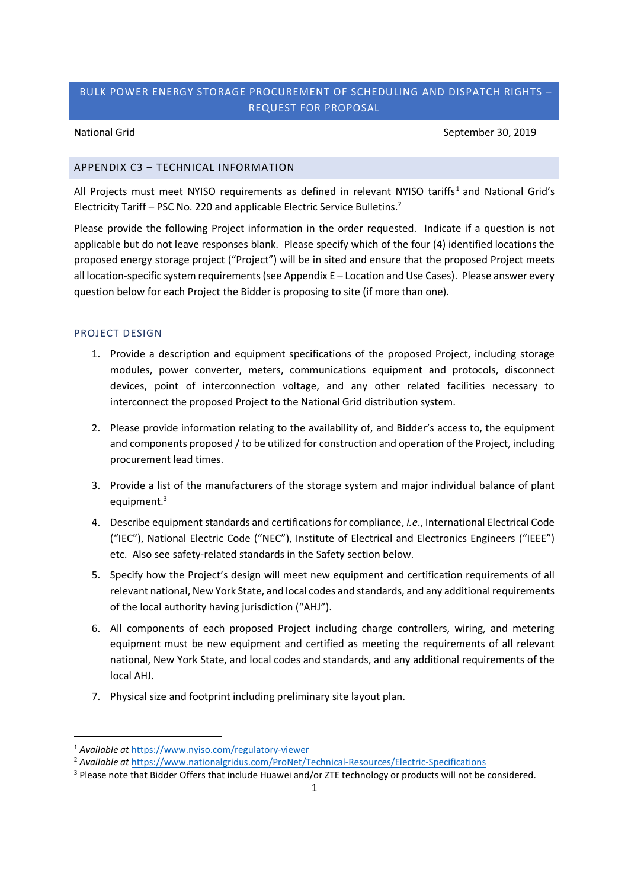# BULK POWER ENERGY STORAGE PROCUREMENT OF SCHEDULING AND DISPATCH RIGHTS – REQUEST FOR PROPOSAL

National Grid                                                                                                   September 30, 2019

## APPENDIX C3 – TECHNICAL INFORMATION

All Projects must meet NYISO requirements as defined in relevant NYISO tariffs[1] and National Grid's Electricity Tariff – PSC No. 220 and applicable Electric Service Bulletins.[2]

Please provide the following Project information in the order requested. Indicate if a question is not applicable but do not leave responses blank. Please specify which of the four (4) identified locations the proposed energy storage project ("Project") will be in sited and ensure that the proposed Project meets all location-specific system requirements (see Appendix E – Location and Use Cases). Please answer every question below for each Project the Bidder is proposing to site (if more than one).

### PROJECT DESIGN

1. Provide a description and equipment specifications of the proposed Project, including storage modules, power converter, meters, communications equipment and protocols, disconnect devices, point of interconnection voltage, and any other related facilities necessary to interconnect the proposed Project to the National Grid distribution system.

2. Please provide information relating to the availability of, and Bidder's access to, the equipment and components proposed / to be utilized for construction and operation of the Project, including procurement lead times.

3. Provide a list of the manufacturers of the storage system and major individual balance of plant equipment.[3]

4. Describe equipment standards and certifications for compliance, *i.e.*, International Electrical Code ("IEC"), National Electric Code ("NEC"), Institute of Electrical and Electronics Engineers ("IEEE") etc. Also see safety-related standards in the Safety section below.

5. Specify how the Project's design will meet new equipment and certification requirements of all relevant national, New York State, and local codes and standards, and any additional requirements of the local authority having jurisdiction ("AHJ").

6. All components of each proposed Project including charge controllers, wiring, and metering equipment must be new equipment and certified as meeting the requirements of all relevant national, New York State, and local codes and standards, and any additional requirements of the local AHJ.

7. Physical size and footprint including preliminary site layout plan.

---

[1] *Available at* https://www.nyiso.com/regulatory-viewer

[2] *Available at* https://www.nationalgridus.com/ProNet/Technical-Resources/Electric-Specifications

[3] Please note that Bidder Offers that include Huawei and/or ZTE technology or products will not be considered.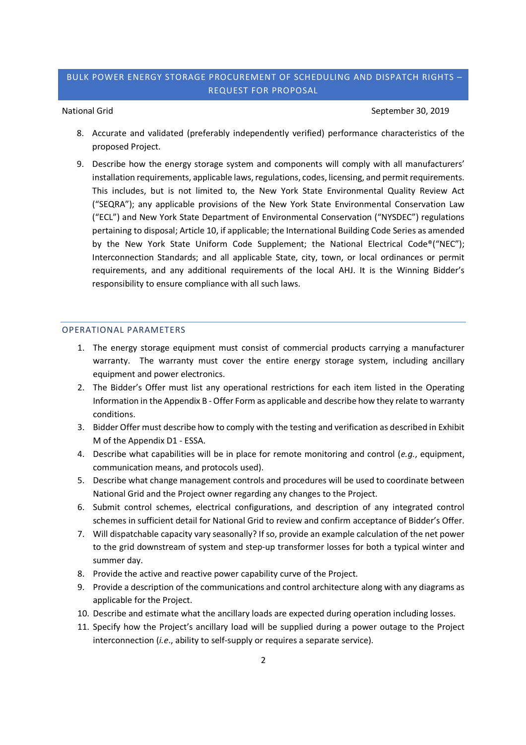8. Accurate and validated (preferably independently verified) performance characteristics of the proposed Project.
9. Describe how the energy storage system and components will comply with all manufacturers' installation requirements, applicable laws, regulations, codes, licensing, and permit requirements. This includes, but is not limited to, the New York State Environmental Quality Review Act ("SEQRA"); any applicable provisions of the New York State Environmental Conservation Law ("ECL") and New York State Department of Environmental Conservation ("NYSDEC") regulations pertaining to disposal; Article 10, if applicable; the International Building Code Series as amended by the New York State Uniform Code Supplement; the National Electrical Code®("NEC"); Interconnection Standards; and all applicable State, city, town, or local ordinances or permit requirements, and any additional requirements of the local AHJ. It is the Winning Bidder's responsibility to ensure compliance with all such laws.

## OPERATIONAL PARAMETERS

1. The energy storage equipment must consist of commercial products carrying a manufacturer warranty. The warranty must cover the entire energy storage system, including ancillary equipment and power electronics.
2. The Bidder's Offer must list any operational restrictions for each item listed in the Operating Information in the Appendix B - Offer Form as applicable and describe how they relate to warranty conditions.
3. Bidder Offer must describe how to comply with the testing and verification as described in Exhibit M of the Appendix D1 - ESSA.
4. Describe what capabilities will be in place for remote monitoring and control (*e.g.*, equipment, communication means, and protocols used).
5. Describe what change management controls and procedures will be used to coordinate between National Grid and the Project owner regarding any changes to the Project.
6. Submit control schemes, electrical configurations, and description of any integrated control schemes in sufficient detail for National Grid to review and confirm acceptance of Bidder's Offer.
7. Will dispatchable capacity vary seasonally? If so, provide an example calculation of the net power to the grid downstream of system and step-up transformer losses for both a typical winter and summer day.
8. Provide the active and reactive power capability curve of the Project.
9. Provide a description of the communications and control architecture along with any diagrams as applicable for the Project.
10. Describe and estimate what the ancillary loads are expected during operation including losses.
11. Specify how the Project's ancillary load will be supplied during a power outage to the Project interconnection (*i.e.*, ability to self-supply or requires a separate service).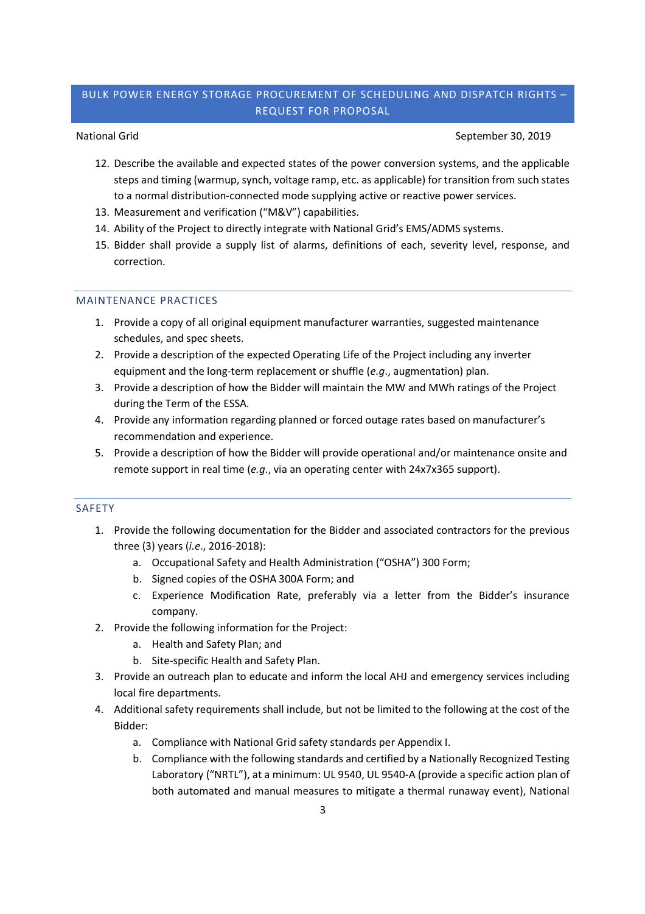12. Describe the available and expected states of the power conversion systems, and the applicable steps and timing (warmup, synch, voltage ramp, etc. as applicable) for transition from such states to a normal distribution-connected mode supplying active or reactive power services.
13. Measurement and verification ("M&V") capabilities.
14. Ability of the Project to directly integrate with National Grid's EMS/ADMS systems.
15. Bidder shall provide a supply list of alarms, definitions of each, severity level, response, and correction.

## MAINTENANCE PRACTICES

1. Provide a copy of all original equipment manufacturer warranties, suggested maintenance schedules, and spec sheets.
2. Provide a description of the expected Operating Life of the Project including any inverter equipment and the long-term replacement or shuffle (*e.g.*, augmentation) plan.
3. Provide a description of how the Bidder will maintain the MW and MWh ratings of the Project during the Term of the ESSA.
4. Provide any information regarding planned or forced outage rates based on manufacturer's recommendation and experience.
5. Provide a description of how the Bidder will provide operational and/or maintenance onsite and remote support in real time (*e.g.*, via an operating center with 24x7x365 support).

## SAFETY

1. Provide the following documentation for the Bidder and associated contractors for the previous three (3) years (*i.e.*, 2016-2018):
   a. Occupational Safety and Health Administration ("OSHA") 300 Form;
   b. Signed copies of the OSHA 300A Form; and
   c. Experience Modification Rate, preferably via a letter from the Bidder's insurance company.
2. Provide the following information for the Project:
   a. Health and Safety Plan; and
   b. Site-specific Health and Safety Plan.
3. Provide an outreach plan to educate and inform the local AHJ and emergency services including local fire departments.
4. Additional safety requirements shall include, but not be limited to the following at the cost of the Bidder:
   a. Compliance with National Grid safety standards per Appendix I.
   b. Compliance with the following standards and certified by a Nationally Recognized Testing Laboratory ("NRTL"), at a minimum: UL 9540, UL 9540-A (provide a specific action plan of both automated and manual measures to mitigate a thermal runaway event), National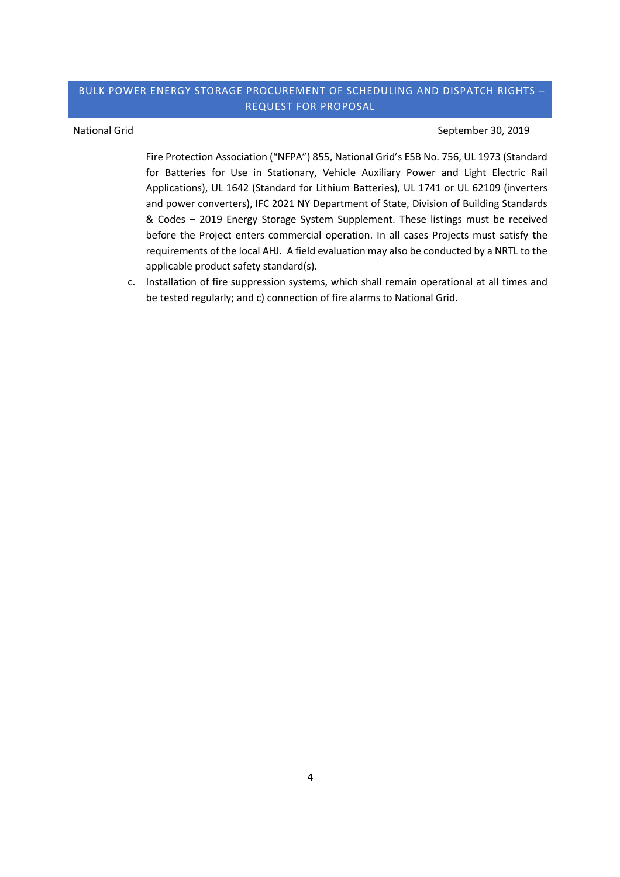Fire Protection Association ("NFPA") 855, National Grid's ESB No. 756, UL 1973 (Standard for Batteries for Use in Stationary, Vehicle Auxiliary Power and Light Electric Rail Applications), UL 1642 (Standard for Lithium Batteries), UL 1741 or UL 62109 (inverters and power converters), IFC 2021 NY Department of State, Division of Building Standards & Codes – 2019 Energy Storage System Supplement. These listings must be received before the Project enters commercial operation. In all cases Projects must satisfy the requirements of the local AHJ. A field evaluation may also be conducted by a NRTL to the applicable product safety standard(s).

c. Installation of fire suppression systems, which shall remain operational at all times and be tested regularly; and c) connection of fire alarms to National Grid.